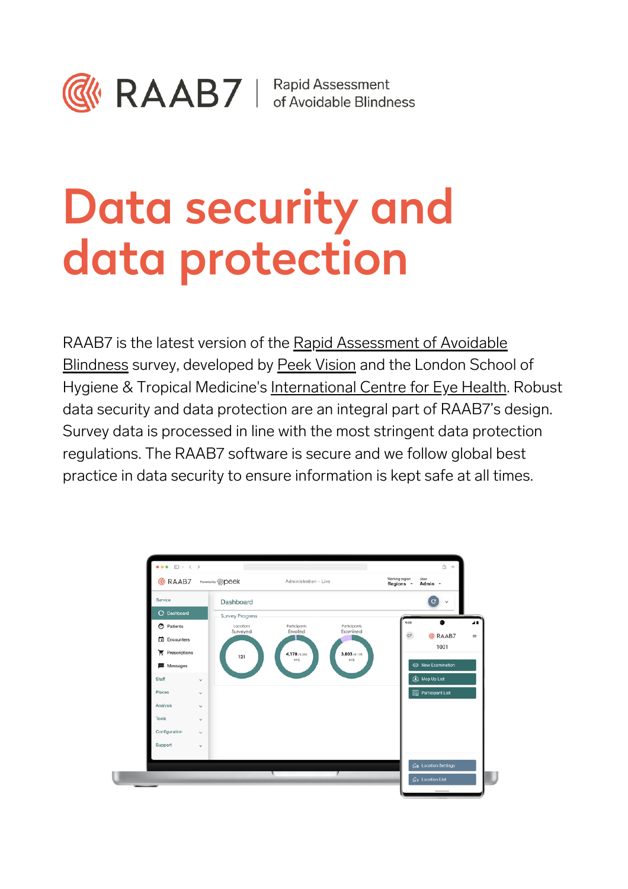RAAB7 | Rapid Assessment of Avoidable Blindness

# Data security and data protection

RAAB7 is the latest version of the Rapid Assessment of Avoidable Blindness survey, developed by Peek Vision and the London School of Hygiene & Tropical Medicine's International Centre for Eye Health. Robust data security and data protection are an integral part of RAAB7's design. Survey data is processed in line with the most stringent data protection regulations. The RAAB7 software is secure and we follow global best practice in data security to ensure information is kept safe at all times.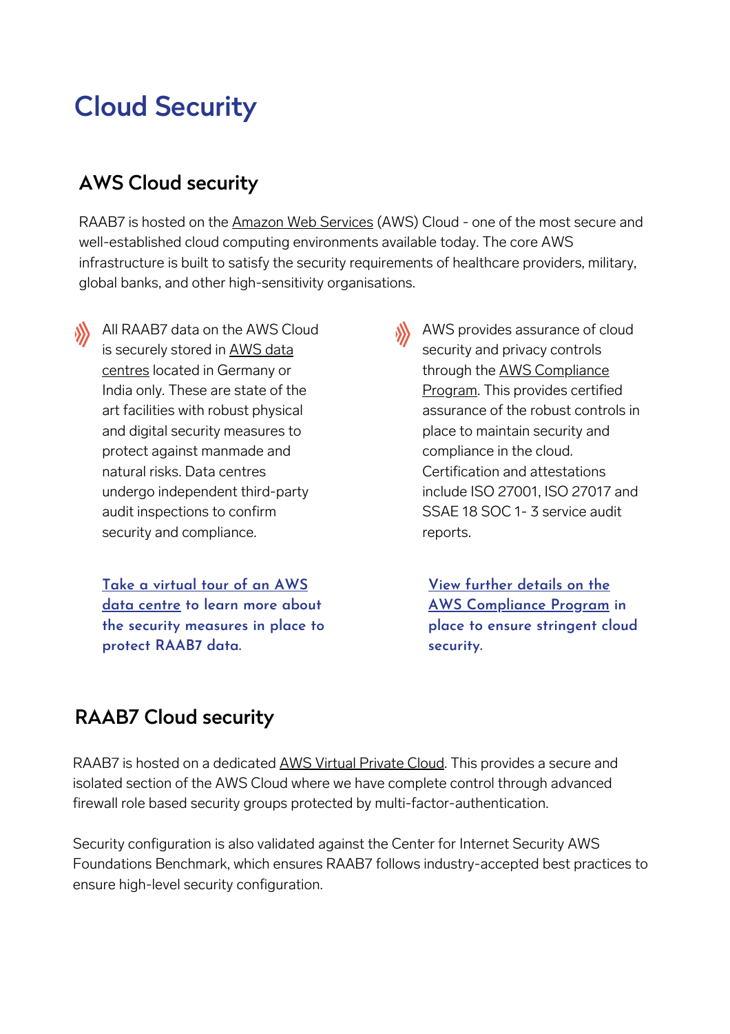# Cloud Security

## AWS Cloud security

RAAB7 is hosted on the Amazon Web Services (AWS) Cloud - one of the most secure and well-established cloud computing environments available today. The core AWS infrastructure is built to satisfy the security requirements of healthcare providers, military, global banks, and other high-sensitivity organisations.

- All RAAB7 data on the AWS Cloud is securely stored in AWS data centres located in Germany or India only. These are state of the art facilities with robust physical and digital security measures to protect against manmade and natural risks. Data centres undergo independent third-party audit inspections to confirm security and compliance.

**Take a virtual tour of an AWS data centre to learn more about the security measures in place to protect RAAB7 data.**

- AWS provides assurance of cloud security and privacy controls through the AWS Compliance Program. This provides certified assurance of the robust controls in place to maintain security and compliance in the cloud. Certification and attestations include ISO 27001, ISO 27017 and SSAE 18 SOC 1- 3 service audit reports.

**View further details on the AWS Compliance Program in place to ensure stringent cloud security.**

## RAAB7 Cloud security

RAAB7 is hosted on a dedicated AWS Virtual Private Cloud. This provides a secure and isolated section of the AWS Cloud where we have complete control through advanced firewall role based security groups protected by multi-factor-authentication.

Security configuration is also validated against the Center for Internet Security AWS Foundations Benchmark, which ensures RAAB7 follows industry-accepted best practices to ensure high-level security configuration.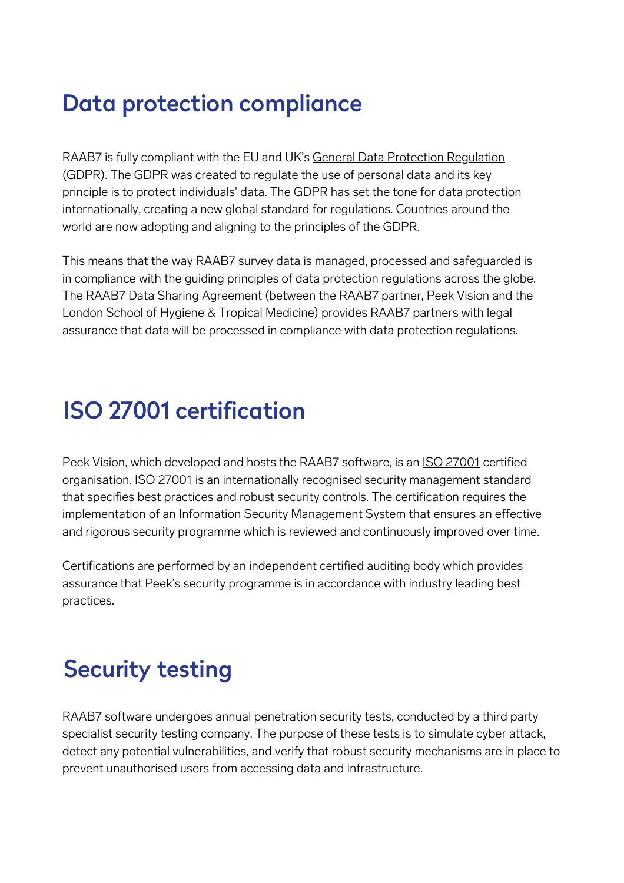## Data protection compliance

RAAB7 is fully compliant with the EU and UK's General Data Protection Regulation (GDPR). The GDPR was created to regulate the use of personal data and its key principle is to protect individuals' data. The GDPR has set the tone for data protection internationally, creating a new global standard for regulations. Countries around the world are now adopting and aligning to the principles of the GDPR.

This means that the way RAAB7 survey data is managed, processed and safeguarded is in compliance with the guiding principles of data protection regulations across the globe. The RAAB7 Data Sharing Agreement (between the RAAB7 partner, Peek Vision and the London School of Hygiene & Tropical Medicine) provides RAAB7 partners with legal assurance that data will be processed in compliance with data protection regulations.

## ISO 27001 certification

Peek Vision, which developed and hosts the RAAB7 software, is an ISO 27001 certified organisation. ISO 27001 is an internationally recognised security management standard that specifies best practices and robust security controls. The certification requires the implementation of an Information Security Management System that ensures an effective and rigorous security programme which is reviewed and continuously improved over time.

Certifications are performed by an independent certified auditing body which provides assurance that Peek's security programme is in accordance with industry leading best practices.

## Security testing

RAAB7 software undergoes annual penetration security tests, conducted by a third party specialist security testing company. The purpose of these tests is to simulate cyber attack, detect any potential vulnerabilities, and verify that robust security mechanisms are in place to prevent unauthorised users from accessing data and infrastructure.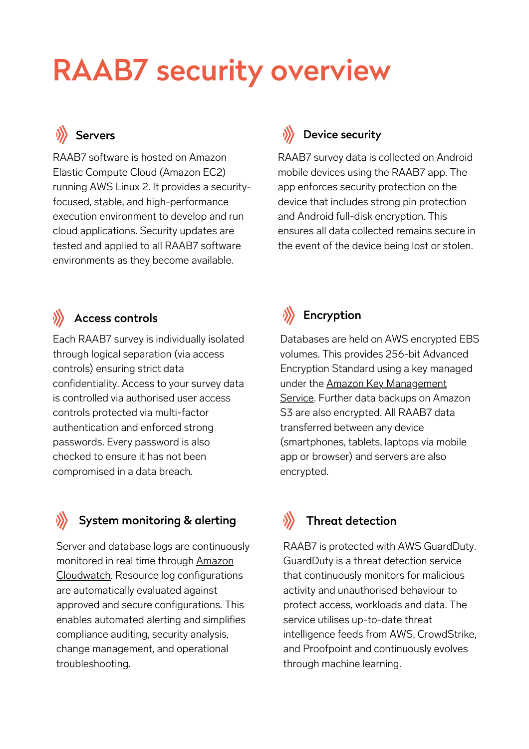# RAAB7 security overview

## Servers

RAAB7 software is hosted on Amazon Elastic Compute Cloud (Amazon EC2) running AWS Linux 2. It provides a security-focused, stable, and high-performance execution environment to develop and run cloud applications. Security updates are tested and applied to all RAAB7 software environments as they become available.

## Device security

RAAB7 survey data is collected on Android mobile devices using the RAAB7 app. The app enforces security protection on the device that includes strong pin protection and Android full-disk encryption. This ensures all data collected remains secure in the event of the device being lost or stolen.

## Access controls

Each RAAB7 survey is individually isolated through logical separation (via access controls) ensuring strict data confidentiality. Access to your survey data is controlled via authorised user access controls protected via multi-factor authentication and enforced strong passwords. Every password is also checked to ensure it has not been compromised in a data breach.

## Encryption

Databases are held on AWS encrypted EBS volumes. This provides 256-bit Advanced Encryption Standard using a key managed under the Amazon Key Management Service. Further data backups on Amazon S3 are also encrypted. All RAAB7 data transferred between any device (smartphones, tablets, laptops via mobile app or browser) and servers are also encrypted.

## System monitoring & alerting

Server and database logs are continuously monitored in real time through Amazon Cloudwatch. Resource log configurations are automatically evaluated against approved and secure configurations. This enables automated alerting and simplifies compliance auditing, security analysis, change management, and operational troubleshooting.

## Threat detection

RAAB7 is protected with AWS GuardDuty. GuardDuty is a threat detection service that continuously monitors for malicious activity and unauthorised behaviour to protect access, workloads and data. The service utilises up-to-date threat intelligence feeds from AWS, CrowdStrike, and Proofpoint and continuously evolves through machine learning.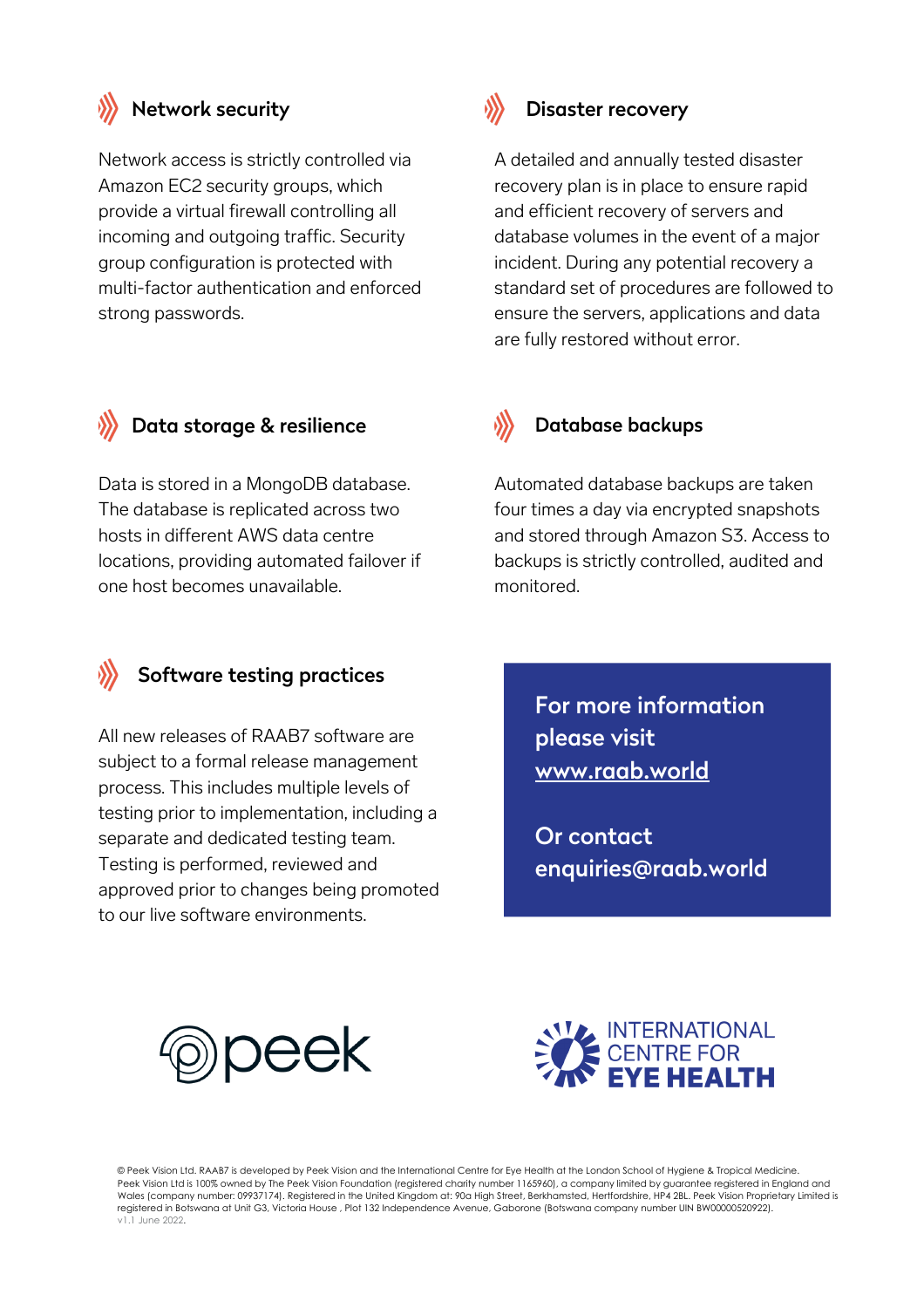## Network security

Network access is strictly controlled via Amazon EC2 security groups, which provide a virtual firewall controlling all incoming and outgoing traffic. Security group configuration is protected with multi-factor authentication and enforced strong passwords.

## Disaster recovery

A detailed and annually tested disaster recovery plan is in place to ensure rapid and efficient recovery of servers and database volumes in the event of a major incident. During any potential recovery a standard set of procedures are followed to ensure the servers, applications and data are fully restored without error.

## Data storage & resilience

Data is stored in a MongoDB database. The database is replicated across two hosts in different AWS data centre locations, providing automated failover if one host becomes unavailable.

## Database backups

Automated database backups are taken four times a day via encrypted snapshots and stored through Amazon S3. Access to backups is strictly controlled, audited and monitored.

## Software testing practices

All new releases of RAAB7 software are subject to a formal release management process. This includes multiple levels of testing prior to implementation, including a separate and dedicated testing team. Testing is performed, reviewed and approved prior to changes being promoted to our live software environments.

**For more information please visit [www.raab.world](http://www.raab.world)**

**Or contact enquiries@raab.world**

peek

INTERNATIONAL CENTRE FOR EYE HEALTH

© Peek Vision Ltd. RAAB7 is developed by Peek Vision and the International Centre for Eye Health at the London School of Hygiene & Tropical Medicine. Peek Vision Ltd is 100% owned by The Peek Vision Foundation (registered charity number 1165960), a company limited by guarantee registered in England and Wales (company number: 09937174). Registered in the United Kingdom at: 90a High Street, Berkhamsted, Hertfordshire, HP4 2BL. Peek Vision Proprietary Limited is registered in Botswana at Unit G3, Victoria House , Plot 132 Independence Avenue, Gaborone (Botswana company number UIN BW00000520922).
v1.1 June 2022.